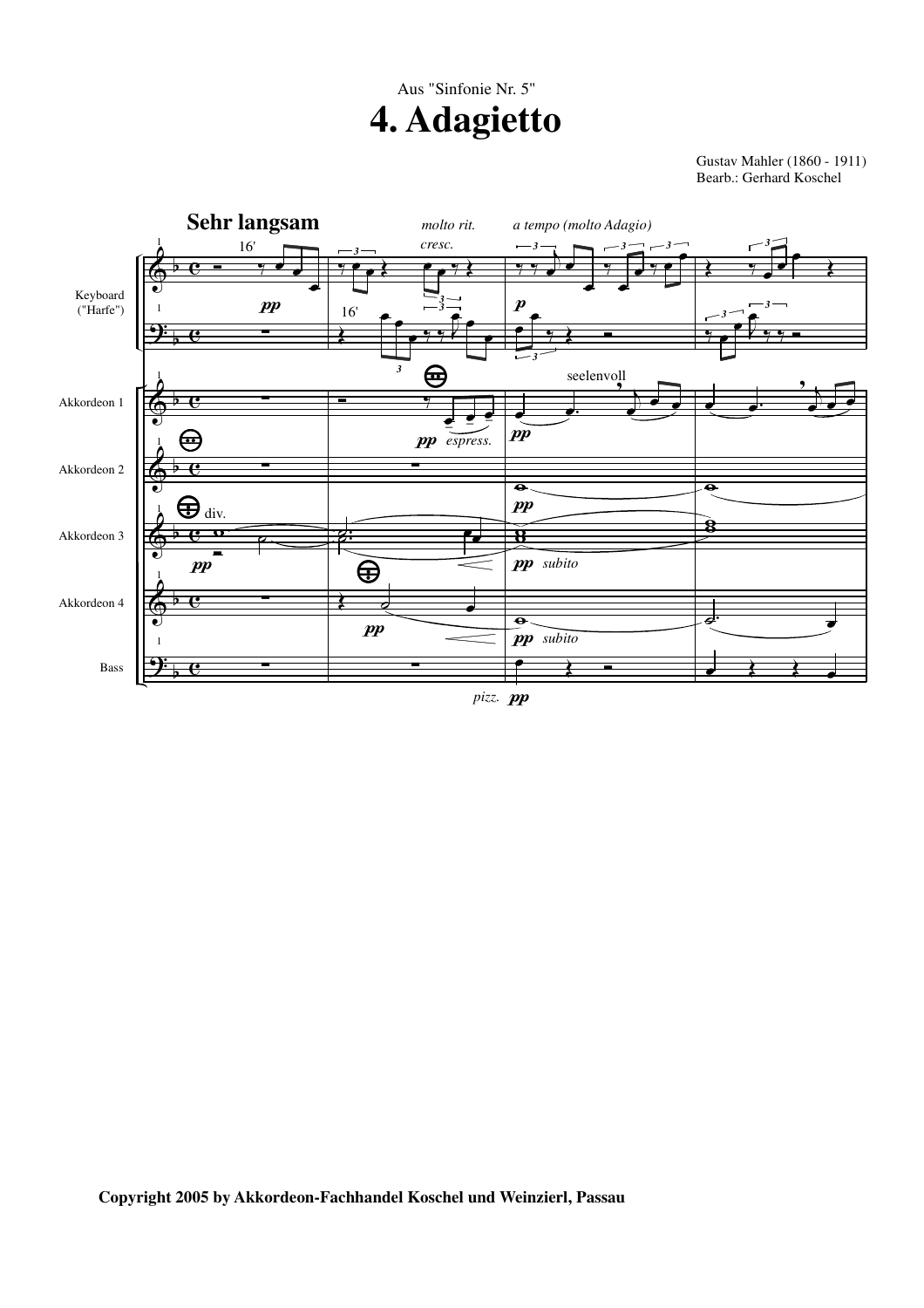Aus "Sinfonie Nr. 5"

# 4. Adagietto

Gustav Mahler (1860 - 1911)
Bearb.: Gerhard Koschel

**Copyright 2005 by Akkordeon-Fachhandel Koschel und Weinzierl, Passau**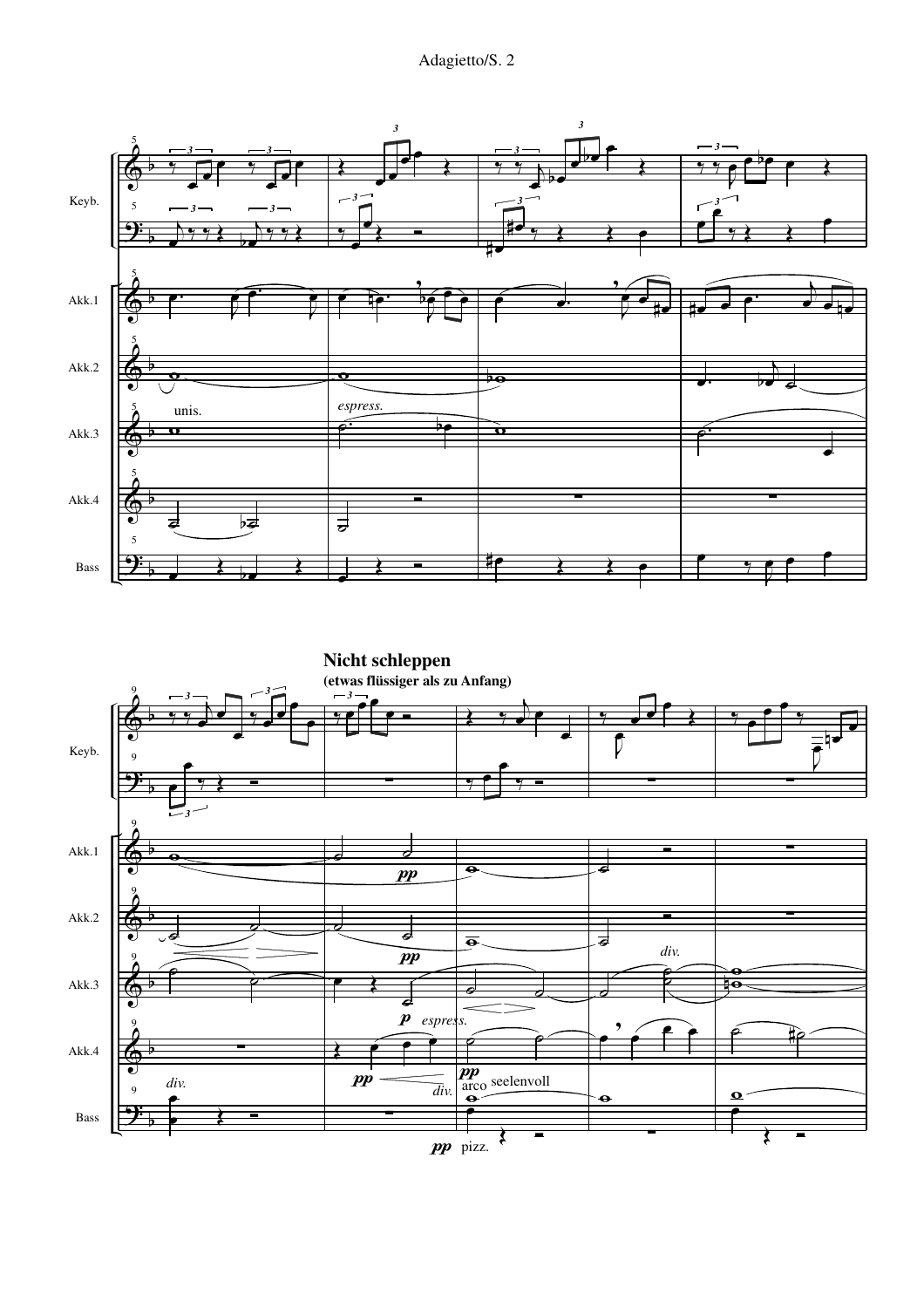**Nicht schleppen**
**(etwas flüssiger als zu Anfang)**

Keyb.

Akk.1

Akk.2

Akk.3

Akk.4

Bass

unis.

*espress.*

*pp*

*p* *espress.*

*div.*

*pp* seelenvoll

arco

*div.*

*pp* pizz.